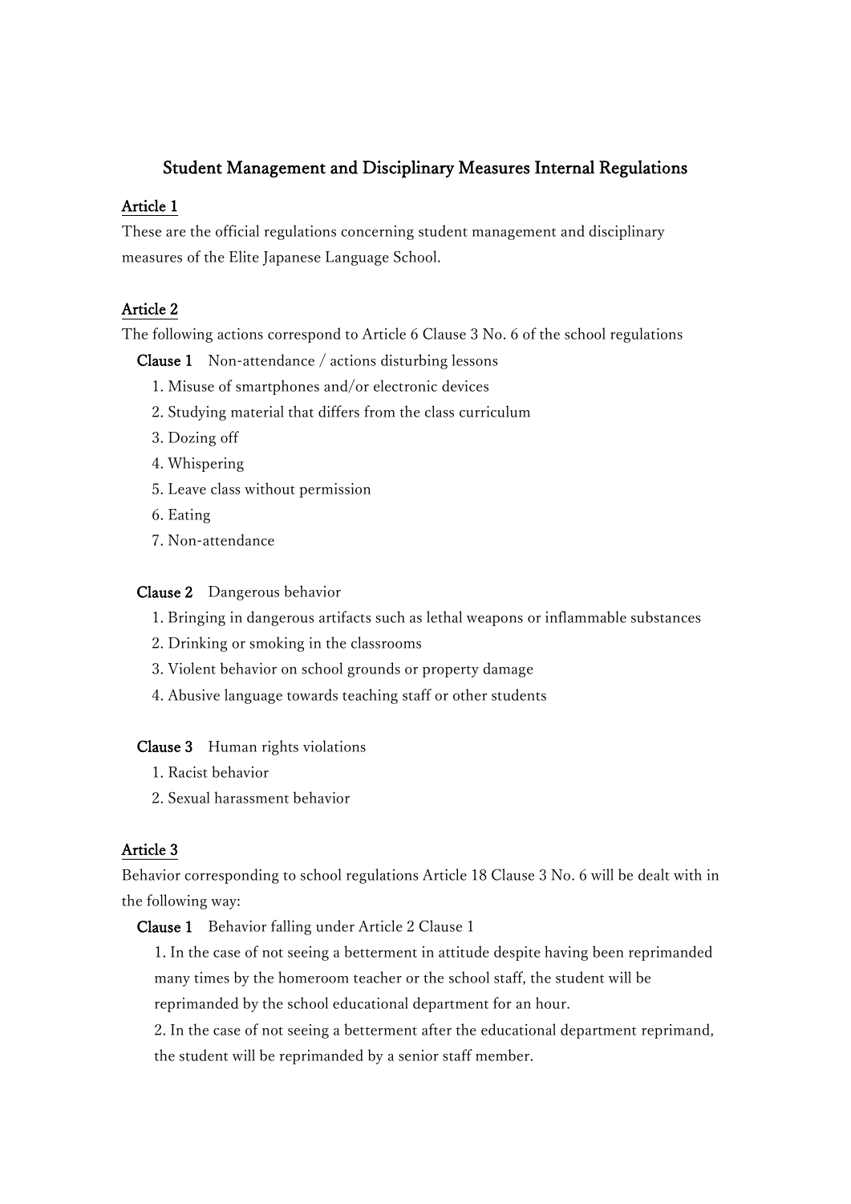# Student Management and Disciplinary Measures Internal Regulations

## Article 1

These are the official regulations concerning student management and disciplinary measures of the Elite Japanese Language School.

## Article 2

The following actions correspond to Article 6 Clause 3 No. 6 of the school regulations

**Clause 1** Non-attendance / actions disturbing lessons

1. Misuse of smartphones and/or electronic devices
2. Studying material that differs from the class curriculum
3. Dozing off
4. Whispering
5. Leave class without permission
6. Eating
7. Non-attendance

**Clause 2** Dangerous behavior

1. Bringing in dangerous artifacts such as lethal weapons or inflammable substances
2. Drinking or smoking in the classrooms
3. Violent behavior on school grounds or property damage
4. Abusive language towards teaching staff or other students

**Clause 3** Human rights violations

1. Racist behavior
2. Sexual harassment behavior

## Article 3

Behavior corresponding to school regulations Article 18 Clause 3 No. 6 will be dealt with in the following way:

**Clause 1** Behavior falling under Article 2 Clause 1

1. In the case of not seeing a betterment in attitude despite having been reprimanded many times by the homeroom teacher or the school staff, the student will be reprimanded by the school educational department for an hour.
2. In the case of not seeing a betterment after the educational department reprimand, the student will be reprimanded by a senior staff member.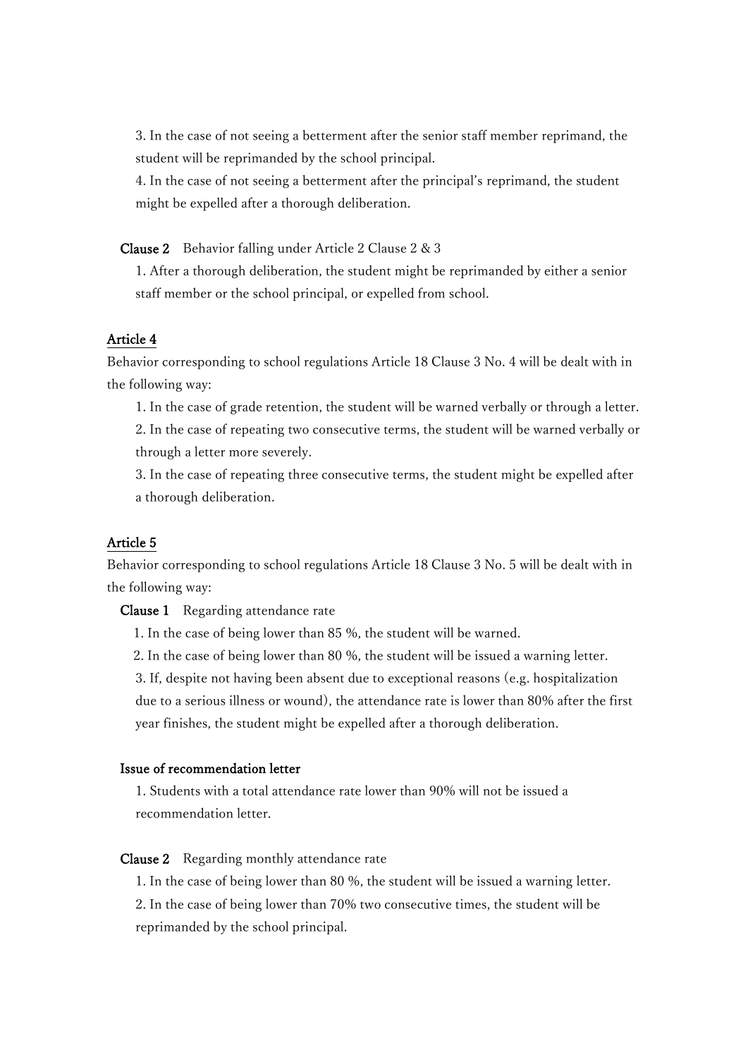3. In the case of not seeing a betterment after the senior staff member reprimand, the student will be reprimanded by the school principal.
4. In the case of not seeing a betterment after the principal's reprimand, the student might be expelled after a thorough deliberation.

**Clause 2**　Behavior falling under Article 2 Clause 2 & 3

1. After a thorough deliberation, the student might be reprimanded by either a senior staff member or the school principal, or expelled from school.

## Article 4

Behavior corresponding to school regulations Article 18 Clause 3 No. 4 will be dealt with in the following way:

1. In the case of grade retention, the student will be warned verbally or through a letter.
2. In the case of repeating two consecutive terms, the student will be warned verbally or through a letter more severely.
3. In the case of repeating three consecutive terms, the student might be expelled after a thorough deliberation.

## Article 5

Behavior corresponding to school regulations Article 18 Clause 3 No. 5 will be dealt with in the following way:

**Clause 1**　Regarding attendance rate

1. In the case of being lower than 85 %, the student will be warned.
2. In the case of being lower than 80 %, the student will be issued a warning letter.
3. If, despite not having been absent due to exceptional reasons (e.g. hospitalization due to a serious illness or wound), the attendance rate is lower than 80% after the first year finishes, the student might be expelled after a thorough deliberation.

**Issue of recommendation letter**

1. Students with a total attendance rate lower than 90% will not be issued a recommendation letter.

**Clause 2**　Regarding monthly attendance rate

1. In the case of being lower than 80 %, the student will be issued a warning letter.
2. In the case of being lower than 70% two consecutive times, the student will be reprimanded by the school principal.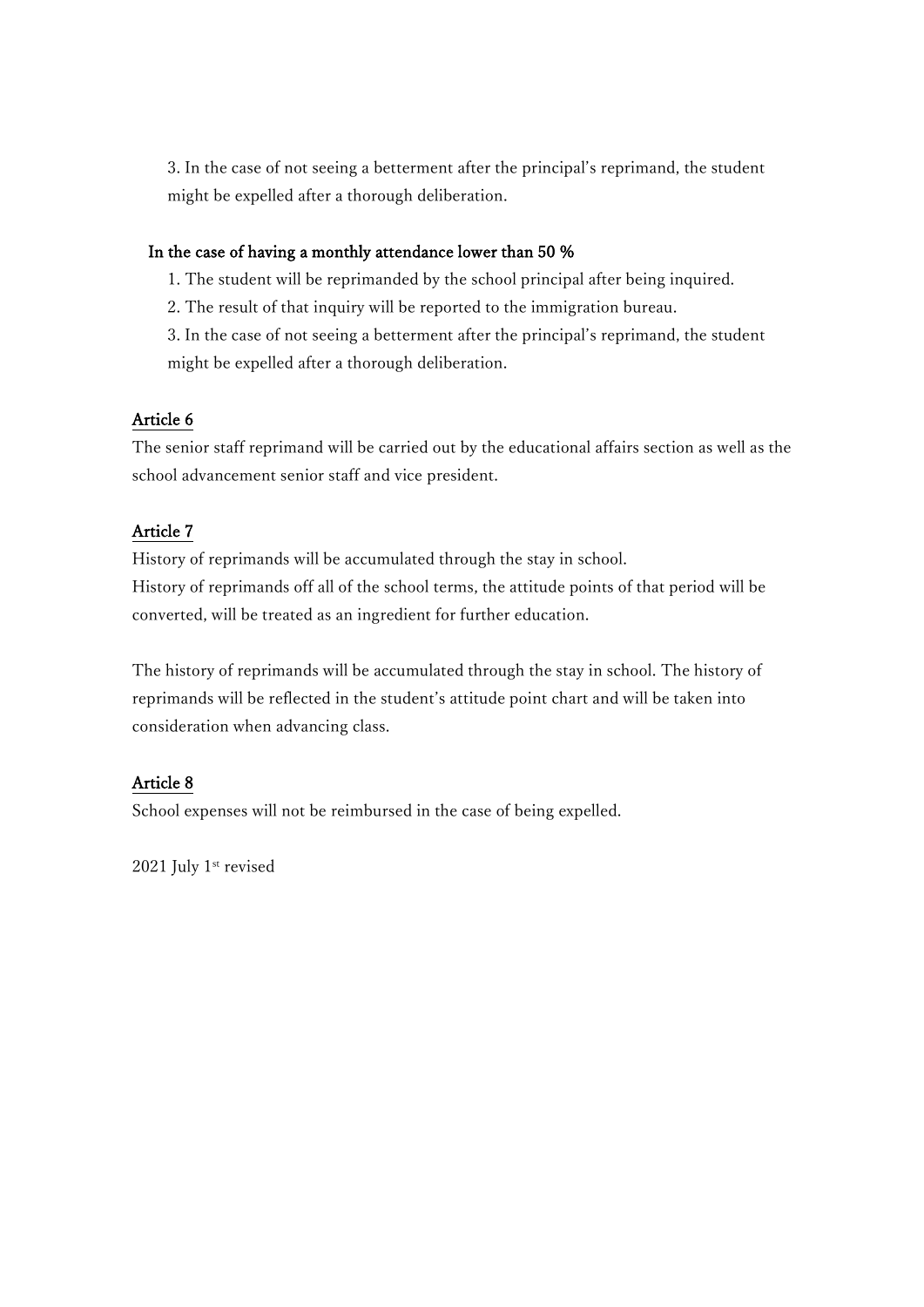3. In the case of not seeing a betterment after the principal's reprimand, the student might be expelled after a thorough deliberation.

**In the case of having a monthly attendance lower than 50 %**

1. The student will be reprimanded by the school principal after being inquired.
2. The result of that inquiry will be reported to the immigration bureau.
3. In the case of not seeing a betterment after the principal's reprimand, the student might be expelled after a thorough deliberation.

## Article 6

The senior staff reprimand will be carried out by the educational affairs section as well as the school advancement senior staff and vice president.

## Article 7

History of reprimands will be accumulated through the stay in school.
History of reprimands off all of the school terms, the attitude points of that period will be converted, will be treated as an ingredient for further education.

The history of reprimands will be accumulated through the stay in school. The history of reprimands will be reflected in the student's attitude point chart and will be taken into consideration when advancing class.

## Article 8

School expenses will not be reimbursed in the case of being expelled.

2021 July 1st revised